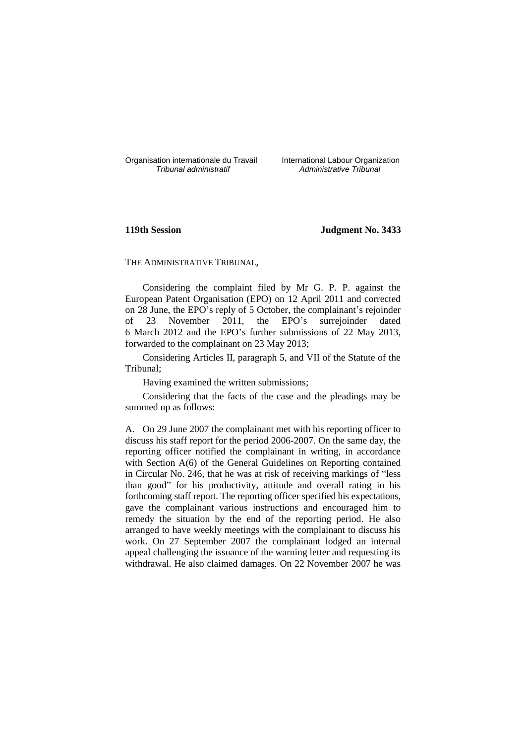Organisation internationale du Travail
*Tribunal administratif*

International Labour Organization
*Administrative Tribunal*

**119th Session** **Judgment No. 3433**

THE ADMINISTRATIVE TRIBUNAL,

Considering the complaint filed by Mr G. P. P. against the European Patent Organisation (EPO) on 12 April 2011 and corrected on 28 June, the EPO's reply of 5 October, the complainant's rejoinder of 23 November 2011, the EPO's surrejoinder dated 6 March 2012 and the EPO's further submissions of 22 May 2013, forwarded to the complainant on 23 May 2013;

Considering Articles II, paragraph 5, and VII of the Statute of the Tribunal;

Having examined the written submissions;

Considering that the facts of the case and the pleadings may be summed up as follows:

A. On 29 June 2007 the complainant met with his reporting officer to discuss his staff report for the period 2006-2007. On the same day, the reporting officer notified the complainant in writing, in accordance with Section A(6) of the General Guidelines on Reporting contained in Circular No. 246, that he was at risk of receiving markings of "less than good" for his productivity, attitude and overall rating in his forthcoming staff report. The reporting officer specified his expectations, gave the complainant various instructions and encouraged him to remedy the situation by the end of the reporting period. He also arranged to have weekly meetings with the complainant to discuss his work. On 27 September 2007 the complainant lodged an internal appeal challenging the issuance of the warning letter and requesting its withdrawal. He also claimed damages. On 22 November 2007 he was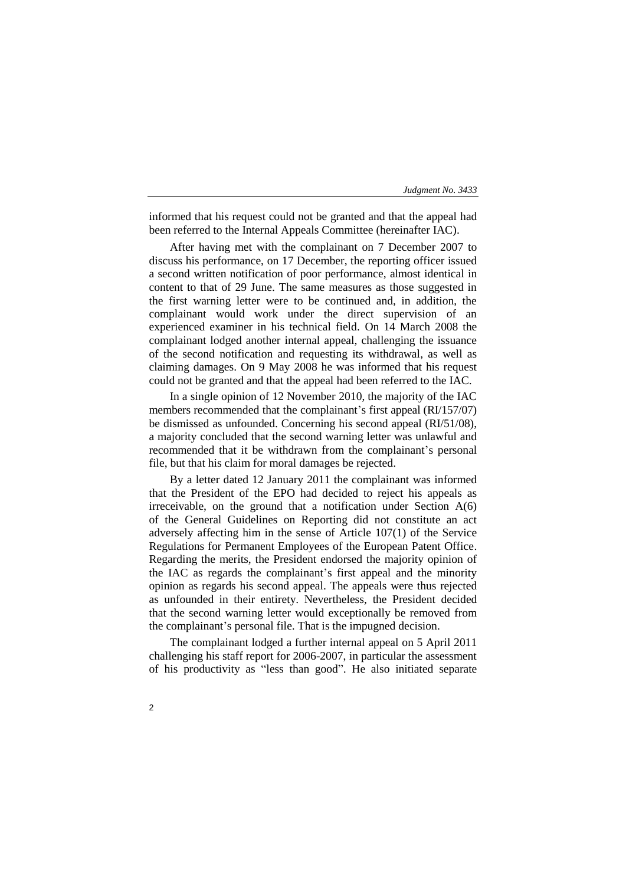informed that his request could not be granted and that the appeal had been referred to the Internal Appeals Committee (hereinafter IAC).

After having met with the complainant on 7 December 2007 to discuss his performance, on 17 December, the reporting officer issued a second written notification of poor performance, almost identical in content to that of 29 June. The same measures as those suggested in the first warning letter were to be continued and, in addition, the complainant would work under the direct supervision of an experienced examiner in his technical field. On 14 March 2008 the complainant lodged another internal appeal, challenging the issuance of the second notification and requesting its withdrawal, as well as claiming damages. On 9 May 2008 he was informed that his request could not be granted and that the appeal had been referred to the IAC.

In a single opinion of 12 November 2010, the majority of the IAC members recommended that the complainant's first appeal (RI/157/07) be dismissed as unfounded. Concerning his second appeal (RI/51/08), a majority concluded that the second warning letter was unlawful and recommended that it be withdrawn from the complainant's personal file, but that his claim for moral damages be rejected.

By a letter dated 12 January 2011 the complainant was informed that the President of the EPO had decided to reject his appeals as irreceivable, on the ground that a notification under Section A(6) of the General Guidelines on Reporting did not constitute an act adversely affecting him in the sense of Article 107(1) of the Service Regulations for Permanent Employees of the European Patent Office. Regarding the merits, the President endorsed the majority opinion of the IAC as regards the complainant's first appeal and the minority opinion as regards his second appeal. The appeals were thus rejected as unfounded in their entirety. Nevertheless, the President decided that the second warning letter would exceptionally be removed from the complainant's personal file. That is the impugned decision.

The complainant lodged a further internal appeal on 5 April 2011 challenging his staff report for 2006-2007, in particular the assessment of his productivity as "less than good". He also initiated separate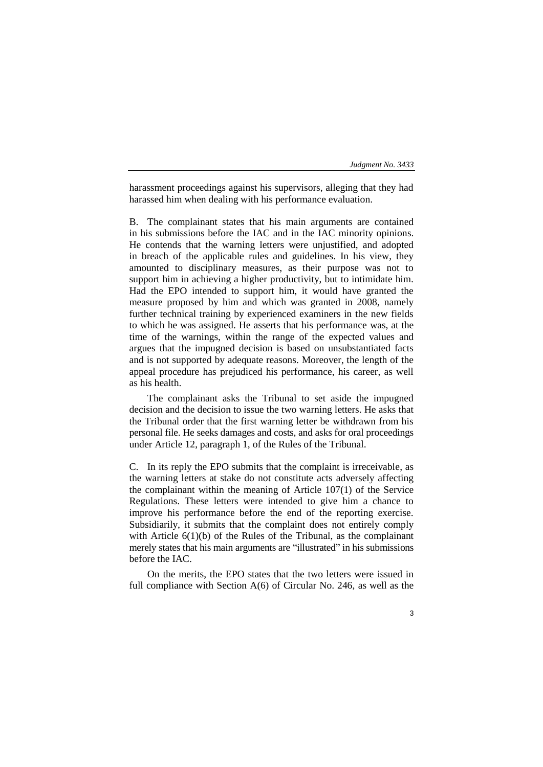harassment proceedings against his supervisors, alleging that they had harassed him when dealing with his performance evaluation.

B. The complainant states that his main arguments are contained in his submissions before the IAC and in the IAC minority opinions. He contends that the warning letters were unjustified, and adopted in breach of the applicable rules and guidelines. In his view, they amounted to disciplinary measures, as their purpose was not to support him in achieving a higher productivity, but to intimidate him. Had the EPO intended to support him, it would have granted the measure proposed by him and which was granted in 2008, namely further technical training by experienced examiners in the new fields to which he was assigned. He asserts that his performance was, at the time of the warnings, within the range of the expected values and argues that the impugned decision is based on unsubstantiated facts and is not supported by adequate reasons. Moreover, the length of the appeal procedure has prejudiced his performance, his career, as well as his health.

The complainant asks the Tribunal to set aside the impugned decision and the decision to issue the two warning letters. He asks that the Tribunal order that the first warning letter be withdrawn from his personal file. He seeks damages and costs, and asks for oral proceedings under Article 12, paragraph 1, of the Rules of the Tribunal.

C. In its reply the EPO submits that the complaint is irreceivable, as the warning letters at stake do not constitute acts adversely affecting the complainant within the meaning of Article 107(1) of the Service Regulations. These letters were intended to give him a chance to improve his performance before the end of the reporting exercise. Subsidiarily, it submits that the complaint does not entirely comply with Article 6(1)(b) of the Rules of the Tribunal, as the complainant merely states that his main arguments are "illustrated" in his submissions before the IAC.

On the merits, the EPO states that the two letters were issued in full compliance with Section A(6) of Circular No. 246, as well as the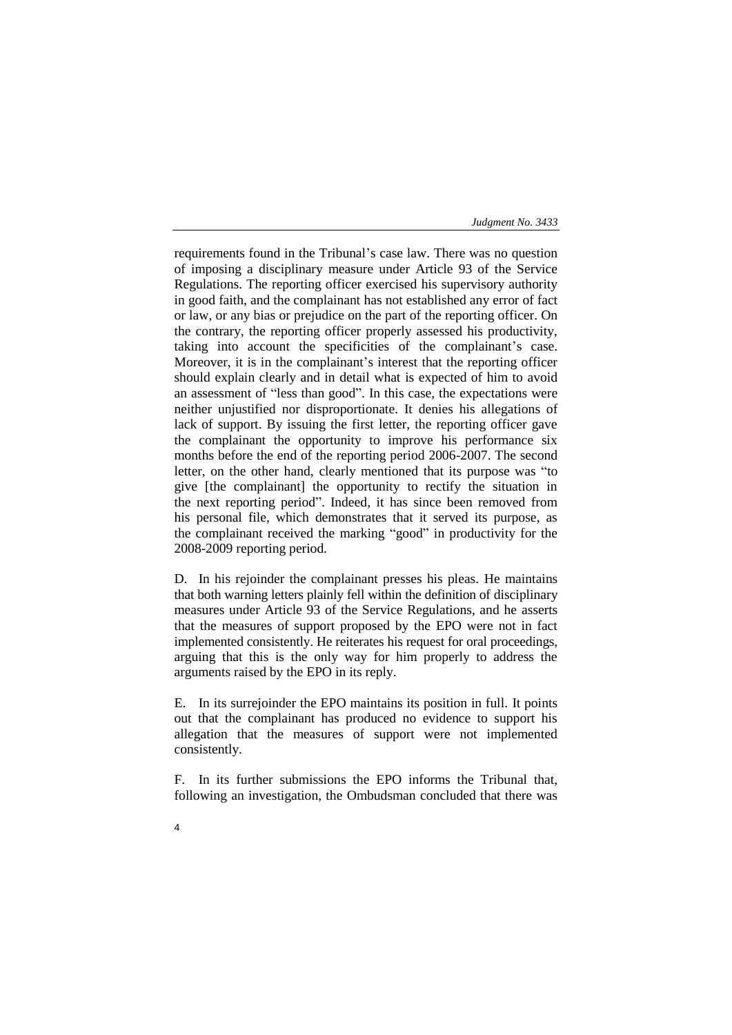requirements found in the Tribunal's case law. There was no question of imposing a disciplinary measure under Article 93 of the Service Regulations. The reporting officer exercised his supervisory authority in good faith, and the complainant has not established any error of fact or law, or any bias or prejudice on the part of the reporting officer. On the contrary, the reporting officer properly assessed his productivity, taking into account the specificities of the complainant's case. Moreover, it is in the complainant's interest that the reporting officer should explain clearly and in detail what is expected of him to avoid an assessment of "less than good". In this case, the expectations were neither unjustified nor disproportionate. It denies his allegations of lack of support. By issuing the first letter, the reporting officer gave the complainant the opportunity to improve his performance six months before the end of the reporting period 2006-2007. The second letter, on the other hand, clearly mentioned that its purpose was "to give [the complainant] the opportunity to rectify the situation in the next reporting period". Indeed, it has since been removed from his personal file, which demonstrates that it served its purpose, as the complainant received the marking "good" in productivity for the 2008-2009 reporting period.

D. In his rejoinder the complainant presses his pleas. He maintains that both warning letters plainly fell within the definition of disciplinary measures under Article 93 of the Service Regulations, and he asserts that the measures of support proposed by the EPO were not in fact implemented consistently. He reiterates his request for oral proceedings, arguing that this is the only way for him properly to address the arguments raised by the EPO in its reply.

E. In its surrejoinder the EPO maintains its position in full. It points out that the complainant has produced no evidence to support his allegation that the measures of support were not implemented consistently.

F. In its further submissions the EPO informs the Tribunal that, following an investigation, the Ombudsman concluded that there was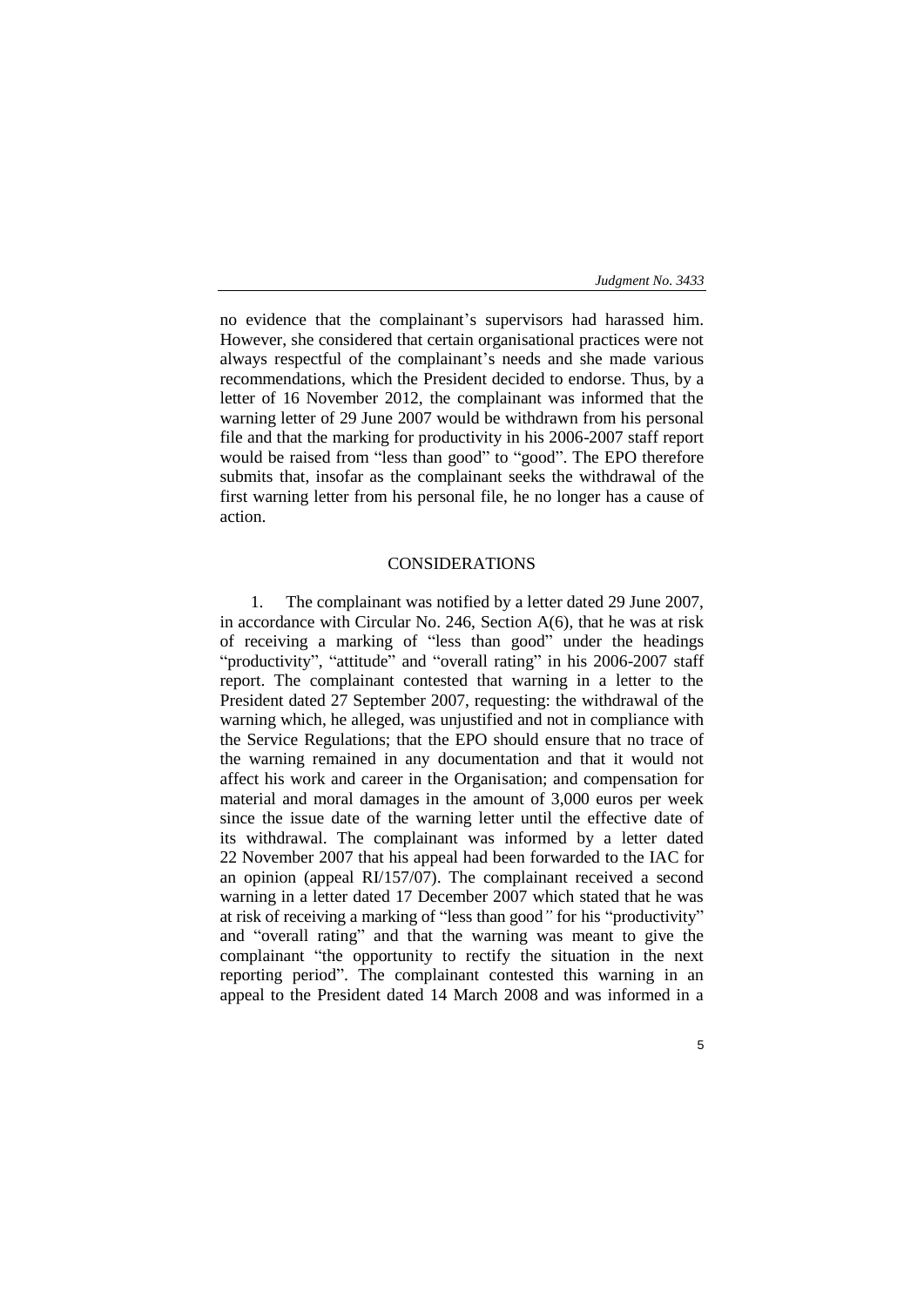no evidence that the complainant's supervisors had harassed him. However, she considered that certain organisational practices were not always respectful of the complainant's needs and she made various recommendations, which the President decided to endorse. Thus, by a letter of 16 November 2012, the complainant was informed that the warning letter of 29 June 2007 would be withdrawn from his personal file and that the marking for productivity in his 2006-2007 staff report would be raised from "less than good" to "good". The EPO therefore submits that, insofar as the complainant seeks the withdrawal of the first warning letter from his personal file, he no longer has a cause of action.

## CONSIDERATIONS

1. The complainant was notified by a letter dated 29 June 2007, in accordance with Circular No. 246, Section A(6), that he was at risk of receiving a marking of "less than good" under the headings "productivity", "attitude" and "overall rating" in his 2006-2007 staff report. The complainant contested that warning in a letter to the President dated 27 September 2007, requesting: the withdrawal of the warning which, he alleged, was unjustified and not in compliance with the Service Regulations; that the EPO should ensure that no trace of the warning remained in any documentation and that it would not affect his work and career in the Organisation; and compensation for material and moral damages in the amount of 3,000 euros per week since the issue date of the warning letter until the effective date of its withdrawal. The complainant was informed by a letter dated 22 November 2007 that his appeal had been forwarded to the IAC for an opinion (appeal RI/157/07). The complainant received a second warning in a letter dated 17 December 2007 which stated that he was at risk of receiving a marking of "less than good" for his "productivity" and "overall rating" and that the warning was meant to give the complainant "the opportunity to rectify the situation in the next reporting period". The complainant contested this warning in an appeal to the President dated 14 March 2008 and was informed in a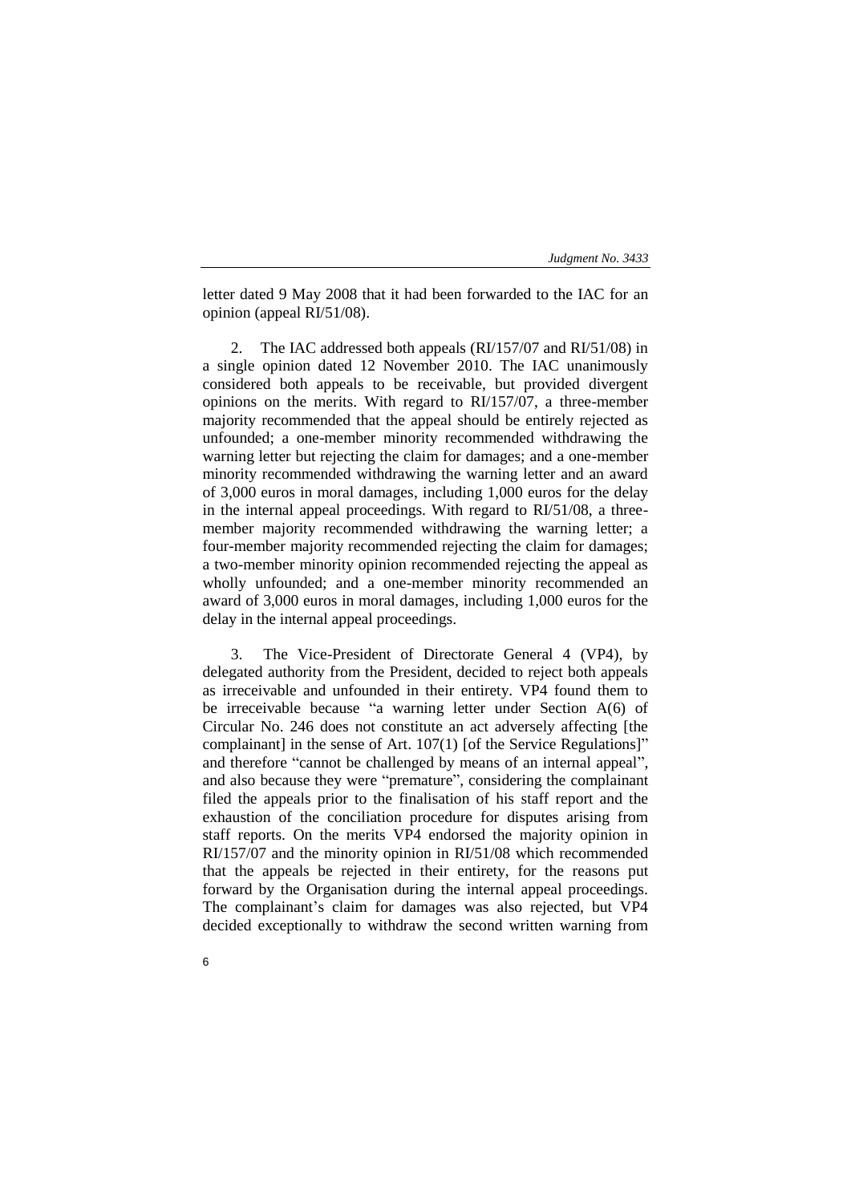letter dated 9 May 2008 that it had been forwarded to the IAC for an opinion (appeal RI/51/08).

2. The IAC addressed both appeals (RI/157/07 and RI/51/08) in a single opinion dated 12 November 2010. The IAC unanimously considered both appeals to be receivable, but provided divergent opinions on the merits. With regard to RI/157/07, a three-member majority recommended that the appeal should be entirely rejected as unfounded; a one-member minority recommended withdrawing the warning letter but rejecting the claim for damages; and a one-member minority recommended withdrawing the warning letter and an award of 3,000 euros in moral damages, including 1,000 euros for the delay in the internal appeal proceedings. With regard to RI/51/08, a three-member majority recommended withdrawing the warning letter; a four-member majority recommended rejecting the claim for damages; a two-member minority opinion recommended rejecting the appeal as wholly unfounded; and a one-member minority recommended an award of 3,000 euros in moral damages, including 1,000 euros for the delay in the internal appeal proceedings.

3. The Vice-President of Directorate General 4 (VP4), by delegated authority from the President, decided to reject both appeals as irreceivable and unfounded in their entirety. VP4 found them to be irreceivable because "a warning letter under Section A(6) of Circular No. 246 does not constitute an act adversely affecting [the complainant] in the sense of Art. 107(1) [of the Service Regulations]" and therefore "cannot be challenged by means of an internal appeal", and also because they were "premature", considering the complainant filed the appeals prior to the finalisation of his staff report and the exhaustion of the conciliation procedure for disputes arising from staff reports. On the merits VP4 endorsed the majority opinion in RI/157/07 and the minority opinion in RI/51/08 which recommended that the appeals be rejected in their entirety, for the reasons put forward by the Organisation during the internal appeal proceedings. The complainant's claim for damages was also rejected, but VP4 decided exceptionally to withdraw the second written warning from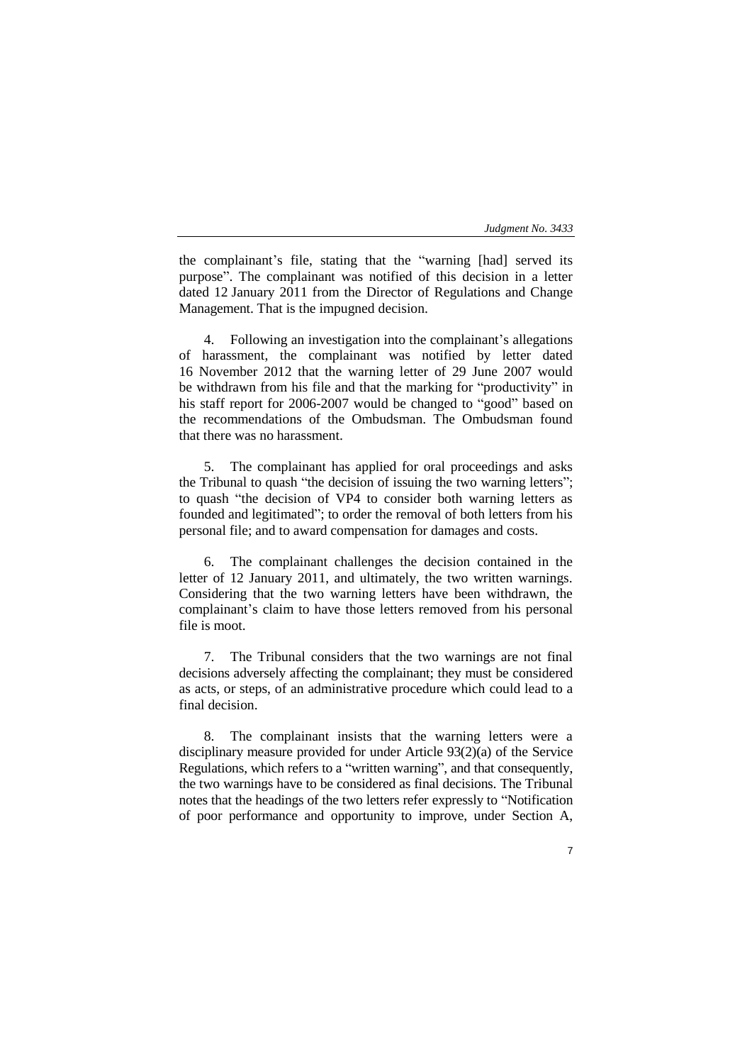the complainant's file, stating that the "warning [had] served its purpose". The complainant was notified of this decision in a letter dated 12 January 2011 from the Director of Regulations and Change Management. That is the impugned decision.

4. Following an investigation into the complainant's allegations of harassment, the complainant was notified by letter dated 16 November 2012 that the warning letter of 29 June 2007 would be withdrawn from his file and that the marking for "productivity" in his staff report for 2006-2007 would be changed to "good" based on the recommendations of the Ombudsman. The Ombudsman found that there was no harassment.

5. The complainant has applied for oral proceedings and asks the Tribunal to quash "the decision of issuing the two warning letters"; to quash "the decision of VP4 to consider both warning letters as founded and legitimated"; to order the removal of both letters from his personal file; and to award compensation for damages and costs.

6. The complainant challenges the decision contained in the letter of 12 January 2011, and ultimately, the two written warnings. Considering that the two warning letters have been withdrawn, the complainant's claim to have those letters removed from his personal file is moot.

7. The Tribunal considers that the two warnings are not final decisions adversely affecting the complainant; they must be considered as acts, or steps, of an administrative procedure which could lead to a final decision.

8. The complainant insists that the warning letters were a disciplinary measure provided for under Article 93(2)(a) of the Service Regulations, which refers to a "written warning", and that consequently, the two warnings have to be considered as final decisions. The Tribunal notes that the headings of the two letters refer expressly to "Notification of poor performance and opportunity to improve, under Section A,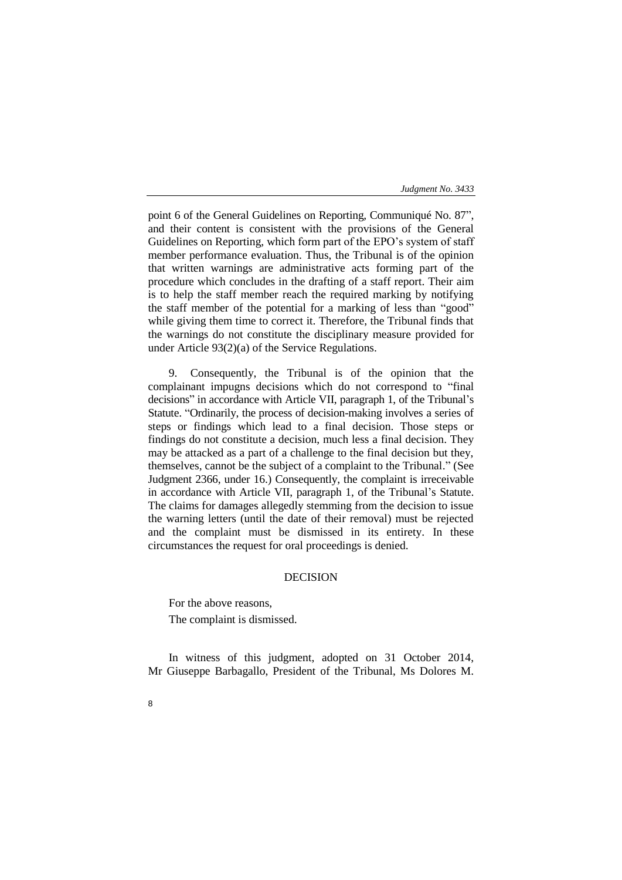point 6 of the General Guidelines on Reporting, Communiqué No. 87", and their content is consistent with the provisions of the General Guidelines on Reporting, which form part of the EPO's system of staff member performance evaluation. Thus, the Tribunal is of the opinion that written warnings are administrative acts forming part of the procedure which concludes in the drafting of a staff report. Their aim is to help the staff member reach the required marking by notifying the staff member of the potential for a marking of less than "good" while giving them time to correct it. Therefore, the Tribunal finds that the warnings do not constitute the disciplinary measure provided for under Article 93(2)(a) of the Service Regulations.

9. Consequently, the Tribunal is of the opinion that the complainant impugns decisions which do not correspond to "final decisions" in accordance with Article VII, paragraph 1, of the Tribunal's Statute. "Ordinarily, the process of decision-making involves a series of steps or findings which lead to a final decision. Those steps or findings do not constitute a decision, much less a final decision. They may be attacked as a part of a challenge to the final decision but they, themselves, cannot be the subject of a complaint to the Tribunal." (See Judgment 2366, under 16.) Consequently, the complaint is irreceivable in accordance with Article VII, paragraph 1, of the Tribunal's Statute. The claims for damages allegedly stemming from the decision to issue the warning letters (until the date of their removal) must be rejected and the complaint must be dismissed in its entirety. In these circumstances the request for oral proceedings is denied.

## DECISION

For the above reasons,

The complaint is dismissed.

In witness of this judgment, adopted on 31 October 2014, Mr Giuseppe Barbagallo, President of the Tribunal, Ms Dolores M.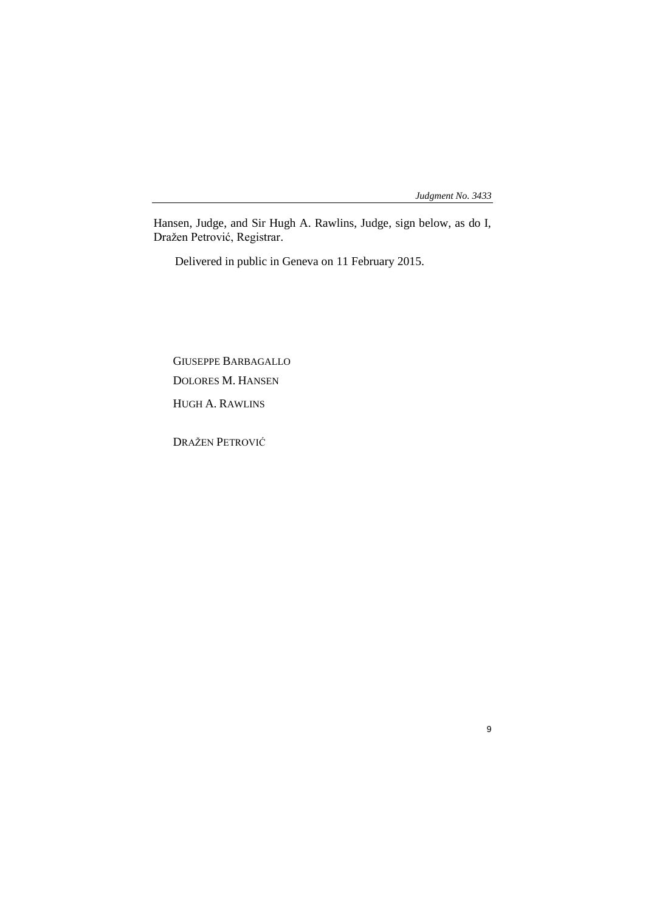Hansen, Judge, and Sir Hugh A. Rawlins, Judge, sign below, as do I, Dražen Petrović, Registrar.

Delivered in public in Geneva on 11 February 2015.

GIUSEPPE BARBAGALLO

DOLORES M. HANSEN

HUGH A. RAWLINS

DRAŽEN PETROVIĆ